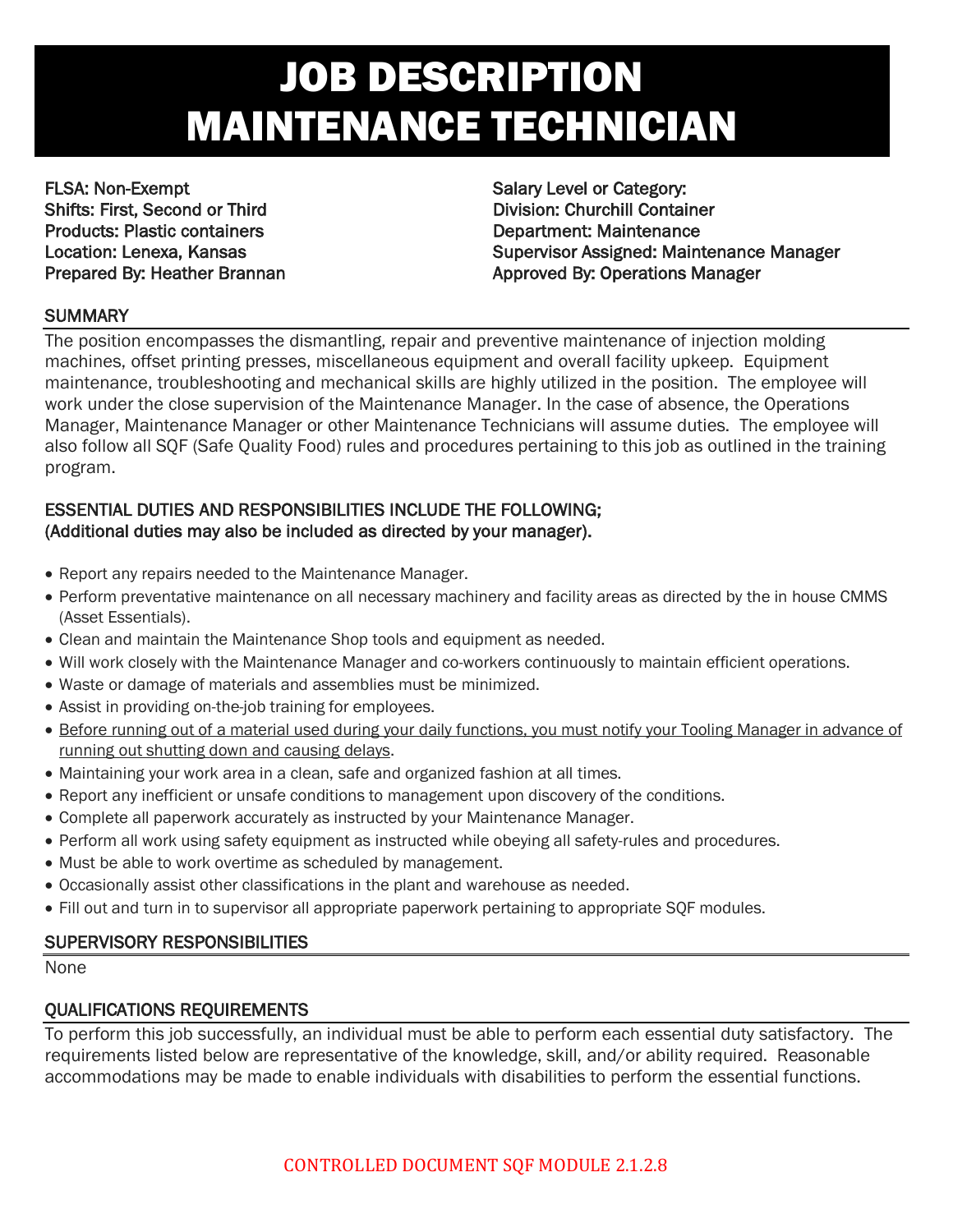# JOB DESCRIPTION
# MAINTENANCE TECHNICIAN

FLSA: Non-Exempt
Shifts: First, Second or Third
Products: Plastic containers
Location: Lenexa, Kansas
Prepared By: Heather Brannan

Salary Level or Category:
Division: Churchill Container
Department: Maintenance
Supervisor Assigned: Maintenance Manager
Approved By: Operations Manager

## SUMMARY

The position encompasses the dismantling, repair and preventive maintenance of injection molding machines, offset printing presses, miscellaneous equipment and overall facility upkeep. Equipment maintenance, troubleshooting and mechanical skills are highly utilized in the position. The employee will work under the close supervision of the Maintenance Manager. In the case of absence, the Operations Manager, Maintenance Manager or other Maintenance Technicians will assume duties. The employee will also follow all SQF (Safe Quality Food) rules and procedures pertaining to this job as outlined in the training program.

## ESSENTIAL DUTIES AND RESPONSIBILITIES INCLUDE THE FOLLOWING; (Additional duties may also be included as directed by your manager).

- Report any repairs needed to the Maintenance Manager.
- Perform preventative maintenance on all necessary machinery and facility areas as directed by the in house CMMS (Asset Essentials).
- Clean and maintain the Maintenance Shop tools and equipment as needed.
- Will work closely with the Maintenance Manager and co-workers continuously to maintain efficient operations.
- Waste or damage of materials and assemblies must be minimized.
- Assist in providing on-the-job training for employees.
- <u>Before running out of a material used during your daily functions, you must notify your Tooling Manager in advance of running out shutting down and causing delays</u>.
- Maintaining your work area in a clean, safe and organized fashion at all times.
- Report any inefficient or unsafe conditions to management upon discovery of the conditions.
- Complete all paperwork accurately as instructed by your Maintenance Manager.
- Perform all work using safety equipment as instructed while obeying all safety-rules and procedures.
- Must be able to work overtime as scheduled by management.
- Occasionally assist other classifications in the plant and warehouse as needed.
- Fill out and turn in to supervisor all appropriate paperwork pertaining to appropriate SQF modules.

## SUPERVISORY RESPONSIBILITIES

None

## QUALIFICATIONS REQUIREMENTS

To perform this job successfully, an individual must be able to perform each essential duty satisfactory. The requirements listed below are representative of the knowledge, skill, and/or ability required. Reasonable accommodations may be made to enable individuals with disabilities to perform the essential functions.

CONTROLLED DOCUMENT SQF MODULE 2.1.2.8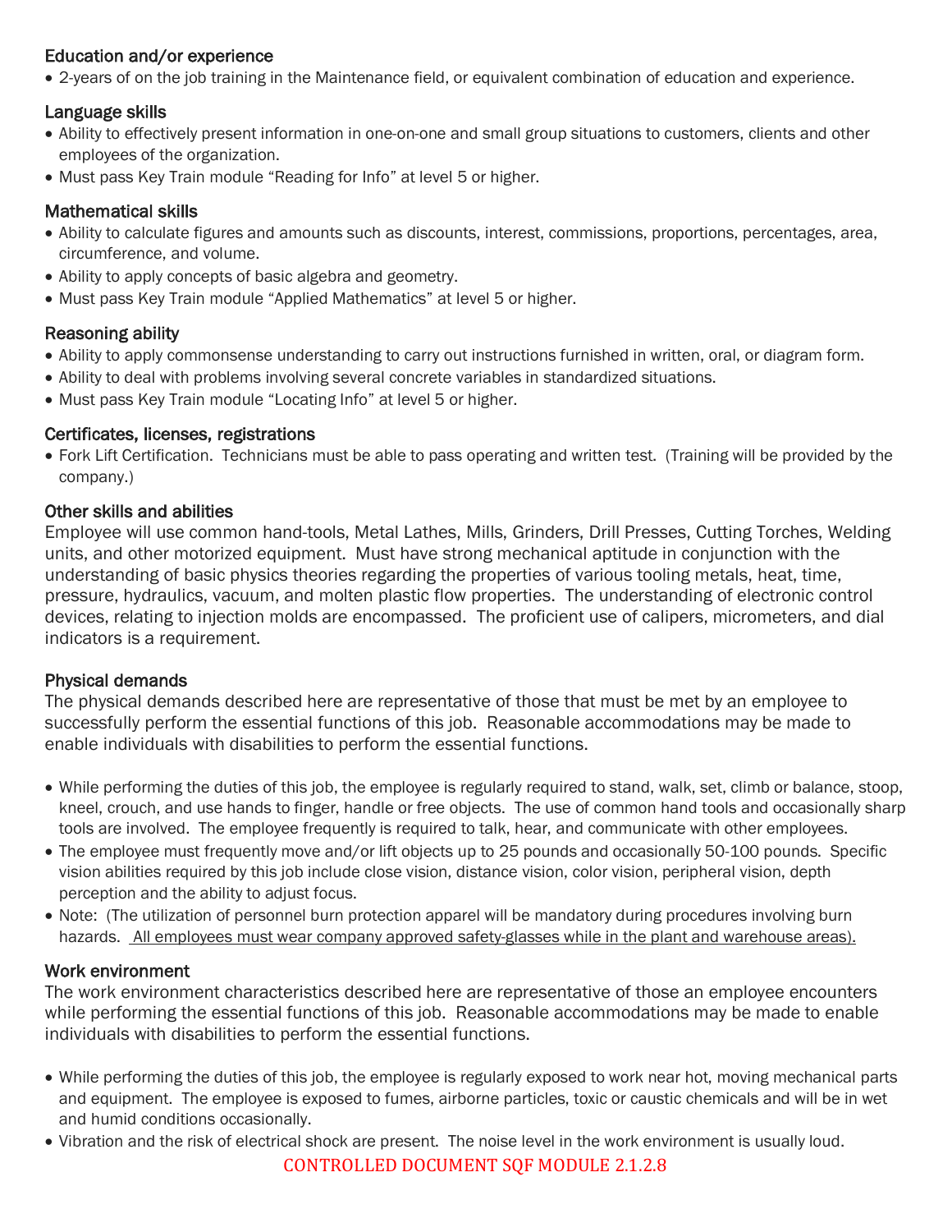### Education and/or experience

- 2-years of on the job training in the Maintenance field, or equivalent combination of education and experience.

### Language skills

- Ability to effectively present information in one-on-one and small group situations to customers, clients and other employees of the organization.
- Must pass Key Train module “Reading for Info” at level 5 or higher.

### Mathematical skills

- Ability to calculate figures and amounts such as discounts, interest, commissions, proportions, percentages, area, circumference, and volume.
- Ability to apply concepts of basic algebra and geometry.
- Must pass Key Train module “Applied Mathematics” at level 5 or higher.

### Reasoning ability

- Ability to apply commonsense understanding to carry out instructions furnished in written, oral, or diagram form.
- Ability to deal with problems involving several concrete variables in standardized situations.
- Must pass Key Train module “Locating Info” at level 5 or higher.

### Certificates, licenses, registrations

- Fork Lift Certification. Technicians must be able to pass operating and written test. (Training will be provided by the company.)

### Other skills and abilities

Employee will use common hand-tools, Metal Lathes, Mills, Grinders, Drill Presses, Cutting Torches, Welding units, and other motorized equipment. Must have strong mechanical aptitude in conjunction with the understanding of basic physics theories regarding the properties of various tooling metals, heat, time, pressure, hydraulics, vacuum, and molten plastic flow properties. The understanding of electronic control devices, relating to injection molds are encompassed. The proficient use of calipers, micrometers, and dial indicators is a requirement.

### Physical demands

The physical demands described here are representative of those that must be met by an employee to successfully perform the essential functions of this job. Reasonable accommodations may be made to enable individuals with disabilities to perform the essential functions.

- While performing the duties of this job, the employee is regularly required to stand, walk, set, climb or balance, stoop, kneel, crouch, and use hands to finger, handle or free objects. The use of common hand tools and occasionally sharp tools are involved. The employee frequently is required to talk, hear, and communicate with other employees.
- The employee must frequently move and/or lift objects up to 25 pounds and occasionally 50-100 pounds. Specific vision abilities required by this job include close vision, distance vision, color vision, peripheral vision, depth perception and the ability to adjust focus.
- Note: (The utilization of personnel burn protection apparel will be mandatory during procedures involving burn hazards. <u>All employees must wear company approved safety-glasses while in the plant and warehouse areas).</u>

### Work environment

The work environment characteristics described here are representative of those an employee encounters while performing the essential functions of this job. Reasonable accommodations may be made to enable individuals with disabilities to perform the essential functions.

- While performing the duties of this job, the employee is regularly exposed to work near hot, moving mechanical parts and equipment. The employee is exposed to fumes, airborne particles, toxic or caustic chemicals and will be in wet and humid conditions occasionally.
- Vibration and the risk of electrical shock are present. The noise level in the work environment is usually loud.

CONTROLLED DOCUMENT SQF MODULE 2.1.2.8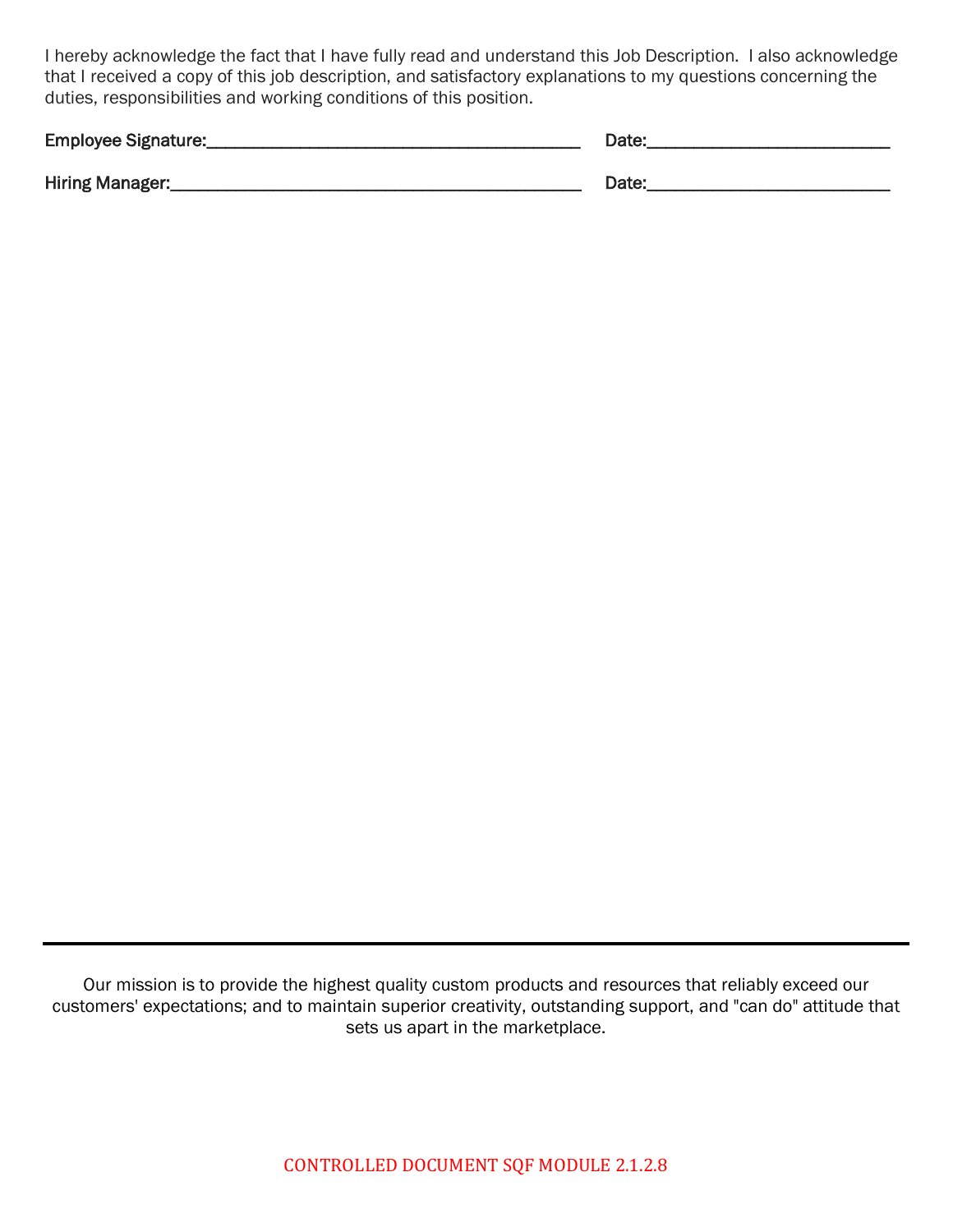I hereby acknowledge the fact that I have fully read and understand this Job Description. I also acknowledge that I received a copy of this job description, and satisfactory explanations to my questions concerning the duties, responsibilities and working conditions of this position.

Employee Signature:_________________________________________ Date:__________________________

Hiring Manager:_____________________________________________ Date:__________________________

---

Our mission is to provide the highest quality custom products and resources that reliably exceed our customers' expectations; and to maintain superior creativity, outstanding support, and "can do" attitude that sets us apart in the marketplace.

CONTROLLED DOCUMENT SQF MODULE 2.1.2.8